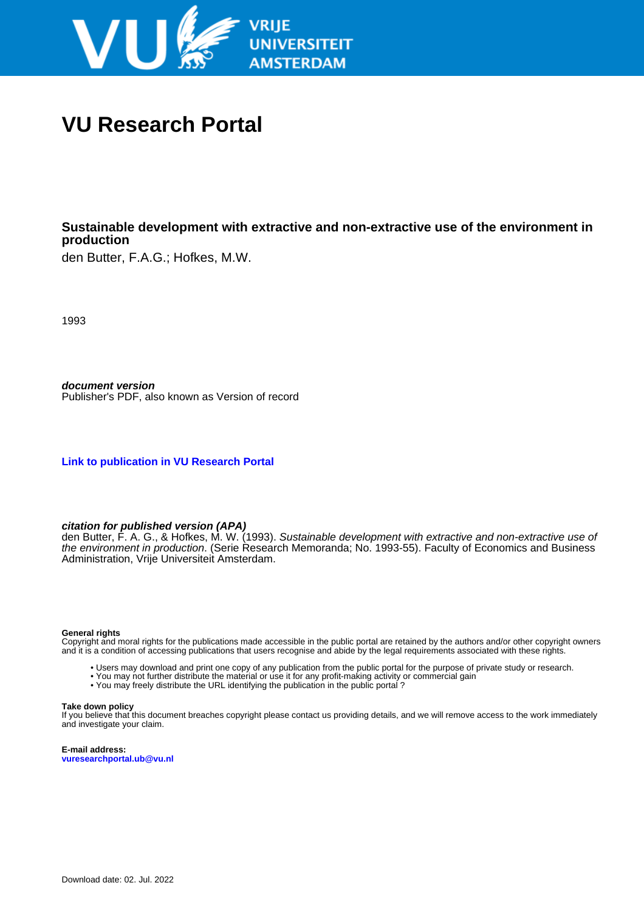# VU Research Portal

## Sustainable development with extractive and non-extractive use of the environment in production

den Butter, F.A.G.; Hofkes, M.W.

1993

***document version***
Publisher's PDF, also known as Version of record

**Link to publication in VU Research Portal**

***citation for published version (APA)***
den Butter, F. A. G., & Hofkes, M. W. (1993). *Sustainable development with extractive and non-extractive use of the environment in production*. (Serie Research Memoranda; No. 1993-55). Faculty of Economics and Business Administration, Vrije Universiteit Amsterdam.

**General rights**
Copyright and moral rights for the publications made accessible in the public portal are retained by the authors and/or other copyright owners and it is a condition of accessing publications that users recognise and abide by the legal requirements associated with these rights.

- Users may download and print one copy of any publication from the public portal for the purpose of private study or research.
- You may not further distribute the material or use it for any profit-making activity or commercial gain
- You may freely distribute the URL identifying the publication in the public portal ?

**Take down policy**
If you believe that this document breaches copyright please contact us providing details, and we will remove access to the work immediately and investigate your claim.

**E-mail address:**
vuresearchportal.ub@vu.nl

Download date: 02. Jul. 2022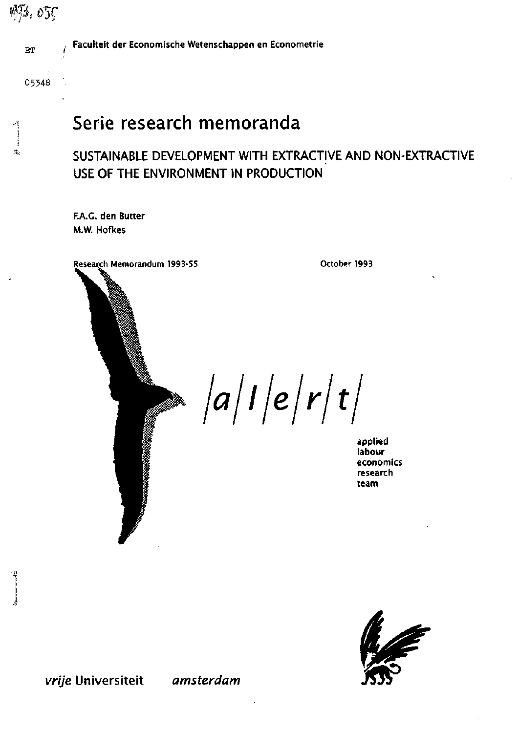1993, 055

ET

05348

Faculteit der Economische Wetenschappen en Econometrie

# Serie research memoranda

## SUSTAINABLE DEVELOPMENT WITH EXTRACTIVE AND NON-EXTRACTIVE USE OF THE ENVIRONMENT IN PRODUCTION

F.A.G. den Butter
M.W. Hofkes

Research Memorandum 1993-55

October 1993

/a/l/e/r/t/

applied
labour
economics
research
team

*vrije* Universiteit *amsterdam*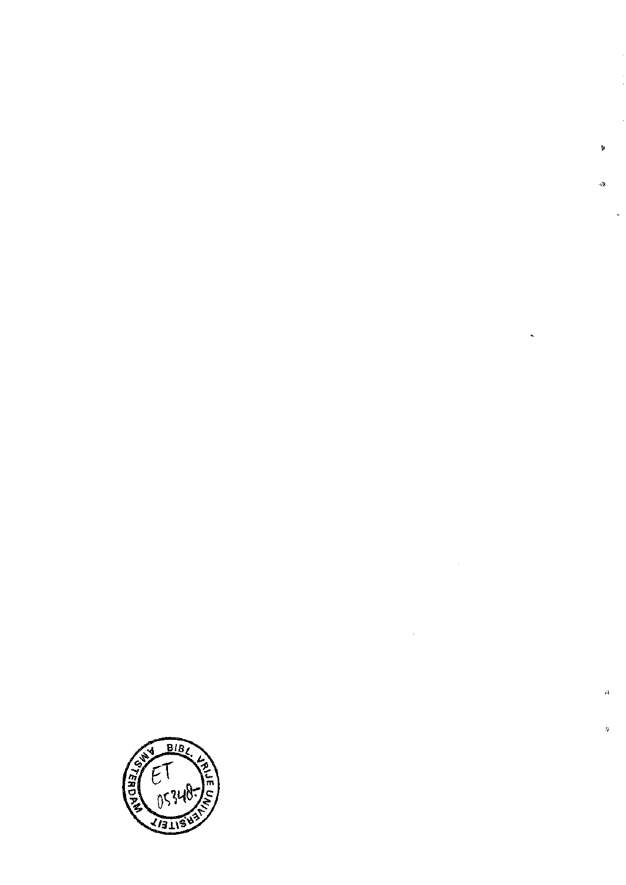BIBL. VRIJE UNIVERSITEIT AMSTERDAM

ET 05348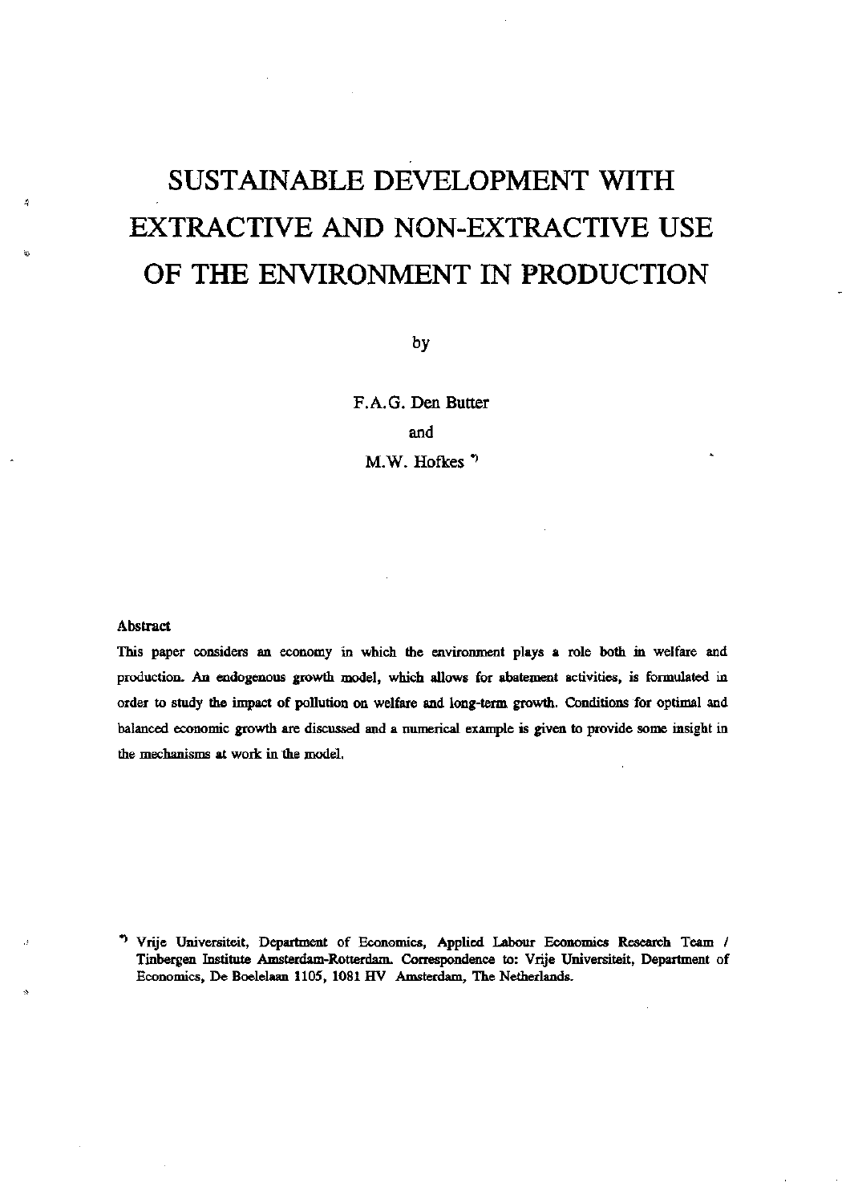# SUSTAINABLE DEVELOPMENT WITH EXTRACTIVE AND NON-EXTRACTIVE USE OF THE ENVIRONMENT IN PRODUCTION

by

F.A.G. Den Butter

and

M.W. Hofkes [*]

**Abstract**

This paper considers an economy in which the environment plays a role both in welfare and production. An endogenous growth model, which allows for abatement activities, is formulated in order to study the impact of pollution on welfare and long-term growth. Conditions for optimal and balanced economic growth are discussed and a numerical example is given to provide some insight in the mechanisms at work in the model.

[*] Vrije Universiteit, Department of Economics, Applied Labour Economics Research Team / Tinbergen Institute Amsterdam-Rotterdam. Correspondence to: Vrije Universiteit, Department of Economics, De Boelelaan 1105, 1081 HV Amsterdam, The Netherlands.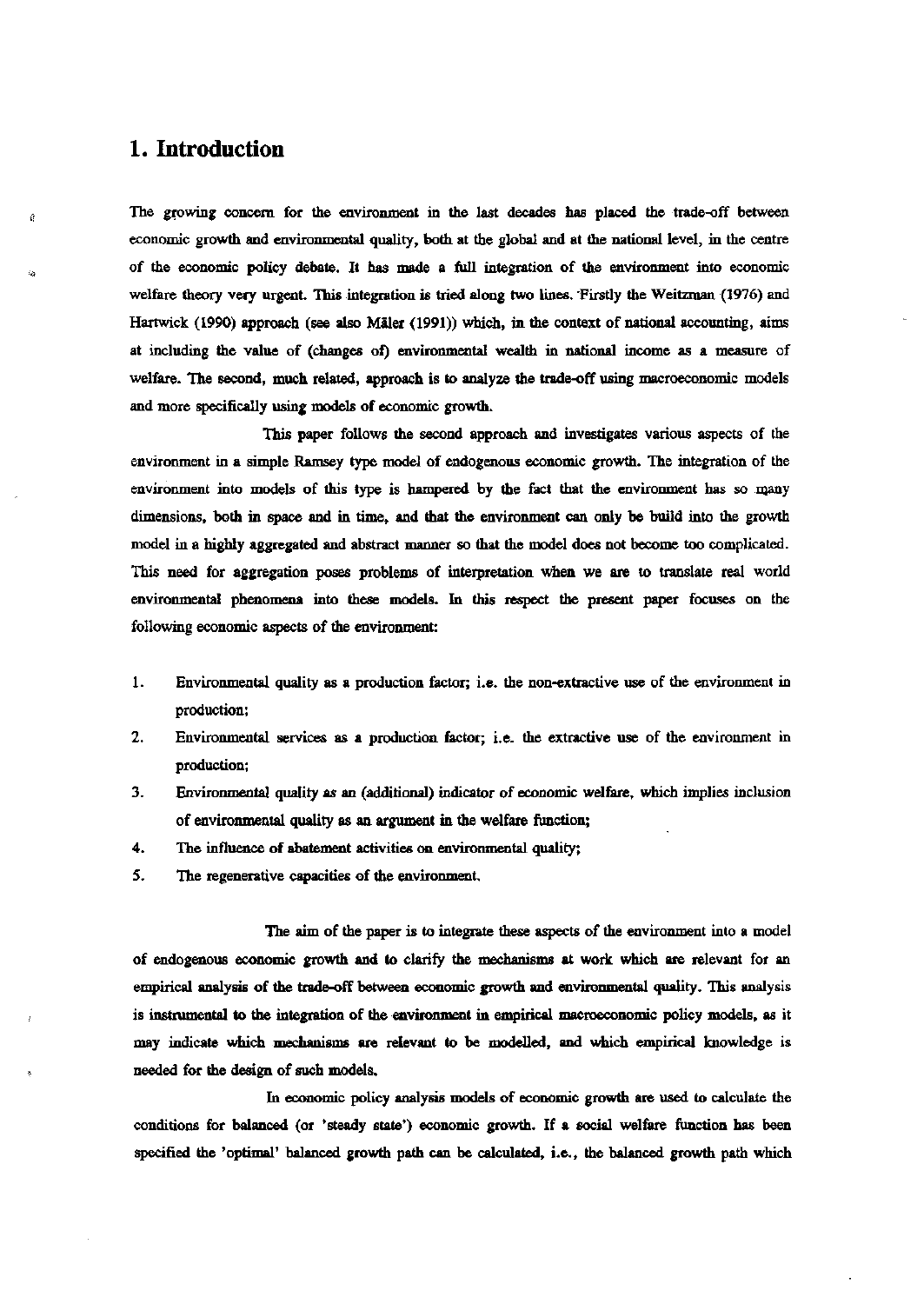## 1. Introduction

The growing concern for the environment in the last decades has placed the trade-off between economic growth and environmental quality, both at the global and at the national level, in the centre of the economic policy debate. It has made a full integration of the environment into economic welfare theory very urgent. This integration is tried along two lines. Firstly the Weitzman (1976) and Hartwick (1990) approach (see also Mäler (1991)) which, in the context of national accounting, aims at including the value of (changes of) environmental wealth in national income as a measure of welfare. The second, much related, approach is to analyze the trade-off using macroeconomic models and more specifically using models of economic growth.

This paper follows the second approach and investigates various aspects of the environment in a simple Ramsey type model of endogenous economic growth. The integration of the environment into models of this type is hampered by the fact that the environment has so many dimensions, both in space and in time, and that the environment can only be build into the growth model in a highly aggregated and abstract manner so that the model does not become too complicated. This need for aggregation poses problems of interpretation when we are to translate real world environmental phenomena into these models. In this respect the present paper focuses on the following economic aspects of the environment:

1. Environmental quality as a production factor; i.e. the non-extractive use of the environment in production;
2. Environmental services as a production factor; i.e. the extractive use of the environment in production;
3. Environmental quality as an (additional) indicator of economic welfare, which implies inclusion of environmental quality as an argument in the welfare function;
4. The influence of abatement activities on environmental quality;
5. The regenerative capacities of the environment.

The aim of the paper is to integrate these aspects of the environment into a model of endogenous economic growth and to clarify the mechanisms at work which are relevant for an empirical analysis of the trade-off between economic growth and environmental quality. This analysis is instrumental to the integration of the environment in empirical macroeconomic policy models, as it may indicate which mechanisms are relevant to be modelled, and which empirical knowledge is needed for the design of such models.

In economic policy analysis models of economic growth are used to calculate the conditions for balanced (or 'steady state') economic growth. If a social welfare function has been specified the 'optimal' balanced growth path can be calculated, i.e., the balanced growth path which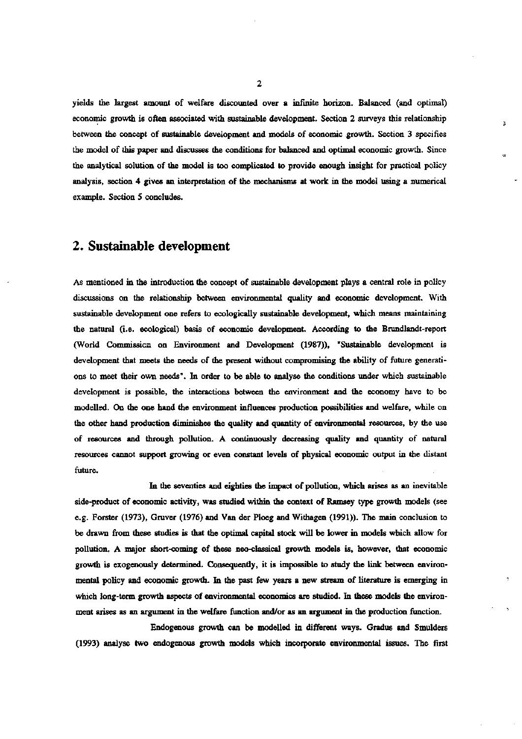yields the largest amount of welfare discounted over a infinite horizon. Balanced (and optimal) economic growth is often associated with sustainable development. Section 2 surveys this relationship between the concept of sustainable development and models of economic growth. Section 3 specifies the model of this paper and discusses the conditions for balanced and optimal economic growth. Since the analytical solution of the model is too complicated to provide enough insight for practical policy analysis, section 4 gives an interpretation of the mechanisms at work in the model using a numerical example. Section 5 concludes.

## 2. Sustainable development

As mentioned in the introduction the concept of sustainable development plays a central role in policy discussions on the relationship between environmental quality and economic development. With sustainable development one refers to ecologically sustainable development, which means maintaining the natural (i.e. ecological) basis of economic development. According to the Brundlandt-report (World Commission on Environment and Development (1987)), "Sustainable development is development that meets the needs of the present without compromising the ability of future generations to meet their own needs". In order to be able to analyse the conditions under which sustainable development is possible, the interactions between the environment and the economy have to be modelled. On the one hand the environment influences production possibilities and welfare, while on the other hand production diminishes the quality and quantity of environmental resources, by the use of resources and through pollution. A continuously decreasing quality and quantity of natural resources cannot support growing or even constant levels of physical economic output in the distant future.

In the seventies and eighties the impact of pollution, which arises as an inevitable side-product of economic activity, was studied within the context of Ramsey type growth models (see e.g. Forster (1973), Gruver (1976) and Van der Ploeg and Withagen (1991)). The main conclusion to be drawn from these studies is that the optimal capital stock will be lower in models which allow for pollution. A major short-coming of these neo-classical growth models is, however, that economic growth is exogenously determined. Consequently, it is impossible to study the link between environmental policy and economic growth. In the past few years a new stream of literature is emerging in which long-term growth aspects of environmental economics are studied. In these models the environment arises as an argument in the welfare function and/or as an argument in the production function.

Endogenous growth can be modelled in different ways. Gradus and Smulders (1993) analyse two endogenous growth models which incorporate environmental issues. The first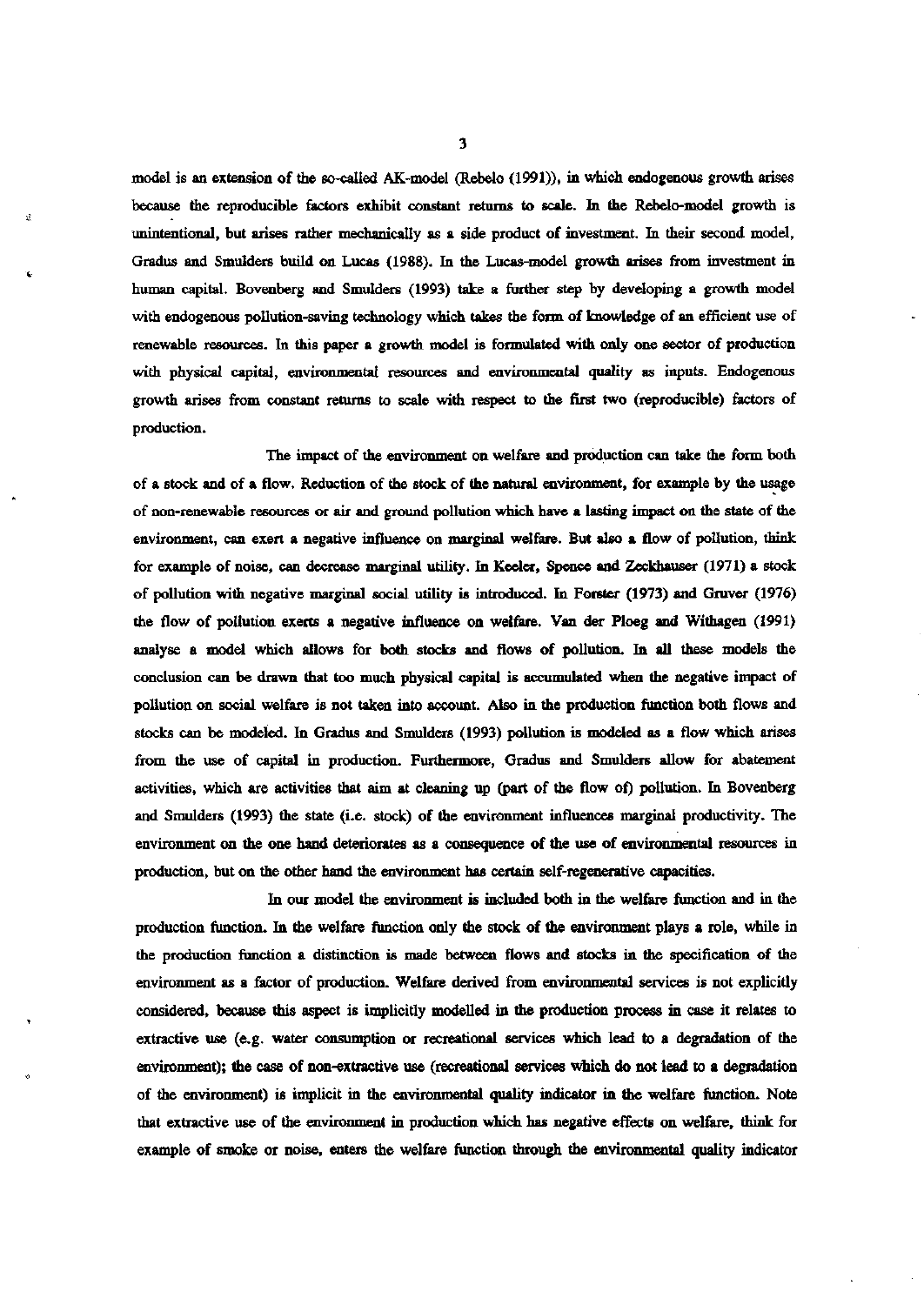model is an extension of the so-called AK-model (Rebelo (1991)), in which endogenous growth arises because the reproducible factors exhibit constant returns to scale. In the Rebelo-model growth is unintentional, but arises rather mechanically as a side product of investment. In their second model, Gradus and Smulders build on Lucas (1988). In the Lucas-model growth arises from investment in human capital. Bovenberg and Smulders (1993) take a further step by developing a growth model with endogenous pollution-saving technology which takes the form of knowledge of an efficient use of renewable resources. In this paper a growth model is formulated with only one sector of production with physical capital, environmental resources and environmental quality as inputs. Endogenous growth arises from constant returns to scale with respect to the first two (reproducible) factors of production.

The impact of the environment on welfare and production can take the form both of a stock and of a flow. Reduction of the stock of the natural environment, for example by the usage of non-renewable resources or air and ground pollution which have a lasting impact on the state of the environment, can exert a negative influence on marginal welfare. But also a flow of pollution, think for example of noise, can decrease marginal utility. In Keeler, Spence and Zeckhauser (1971) a stock of pollution with negative marginal social utility is introduced. In Forster (1973) and Gruver (1976) the flow of pollution exerts a negative influence on welfare. Van der Ploeg and Withagen (1991) analyse a model which allows for both stocks and flows of pollution. In all these models the conclusion can be drawn that too much physical capital is accumulated when the negative impact of pollution on social welfare is not taken into account. Also in the production function both flows and stocks can be modeled. In Gradus and Smulders (1993) pollution is modeled as a flow which arises from the use of capital in production. Furthermore, Gradus and Smulders allow for abatement activities, which are activities that aim at cleaning up (part of the flow of) pollution. In Bovenberg and Smulders (1993) the state (i.e. stock) of the environment influences marginal productivity. The environment on the one hand deteriorates as a consequence of the use of environmental resources in production, but on the other hand the environment has certain self-regenerative capacities.

In our model the environment is included both in the welfare function and in the production function. In the welfare function only the stock of the environment plays a role, while in the production function a distinction is made between flows and stocks in the specification of the environment as a factor of production. Welfare derived from environmental services is not explicitly considered, because this aspect is implicitly modelled in the production process in case it relates to extractive use (e.g. water consumption or recreational services which lead to a degradation of the environment); the case of non-extractive use (recreational services which do not lead to a degradation of the environment) is implicit in the environmental quality indicator in the welfare function. Note that extractive use of the environment in production which has negative effects on welfare, think for example of smoke or noise, enters the welfare function through the environmental quality indicator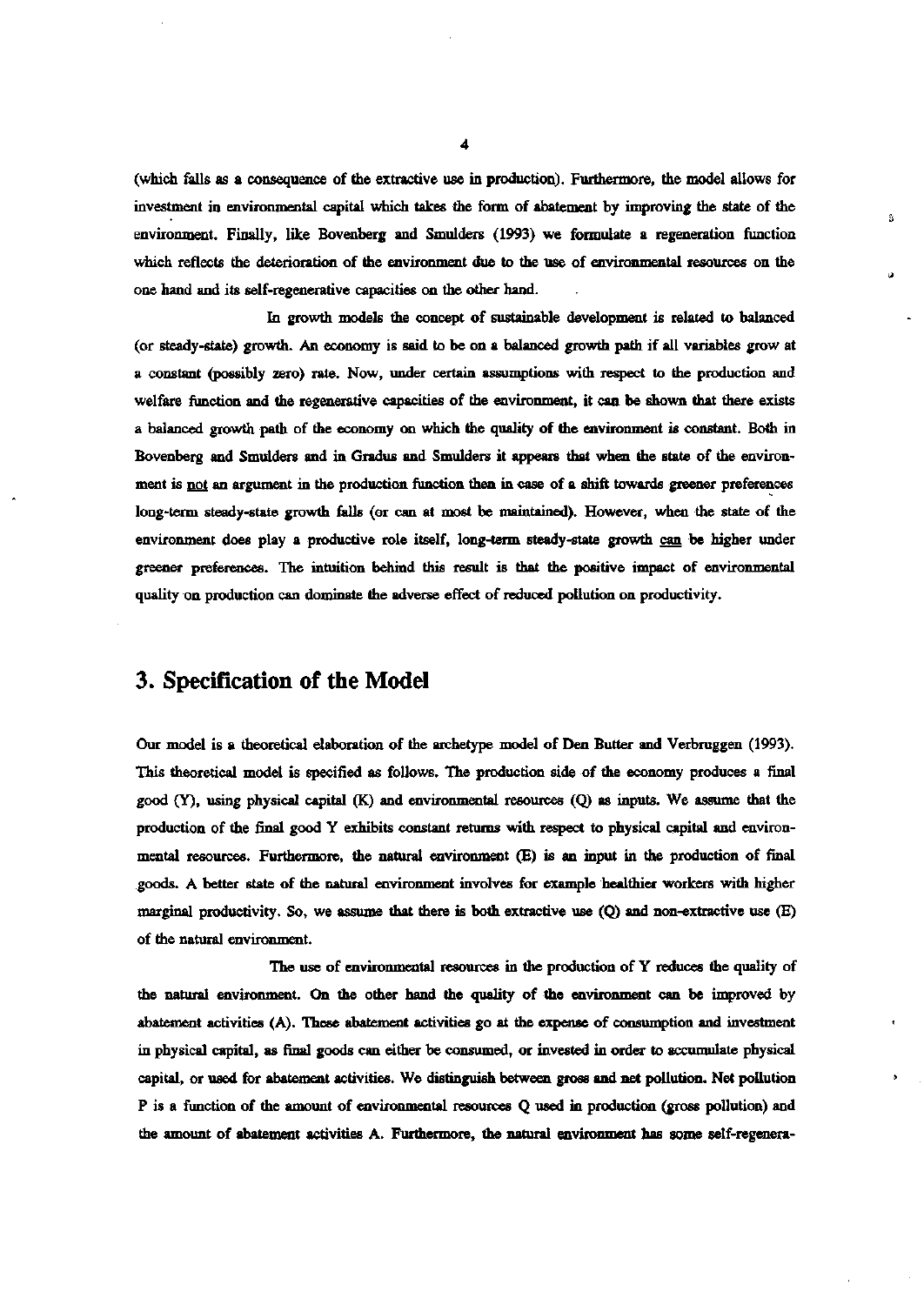(which falls as a consequence of the extractive use in production). Furthermore, the model allows for investment in environmental capital which takes the form of abatement by improving the state of the environment. Finally, like Bovenberg and Smulders (1993) we formulate a regeneration function which reflects the deterioration of the environment due to the use of environmental resources on the one hand and its self-regenerative capacities on the other hand.

In growth models the concept of sustainable development is related to balanced (or steady-state) growth. An economy is said to be on a balanced growth path if all variables grow at a constant (possibly zero) rate. Now, under certain assumptions with respect to the production and welfare function and the regenerative capacities of the environment, it can be shown that there exists a balanced growth path of the economy on which the quality of the environment is constant. Both in Bovenberg and Smulders and in Gradus and Smulders it appears that when the state of the environment is not an argument in the production function then in case of a shift towards greener preferences long-term steady-state growth falls (or can at most be maintained). However, when the state of the environment does play a productive role itself, long-term steady-state growth can be higher under greener preferences. The intuition behind this result is that the positive impact of environmental quality on production can dominate the adverse effect of reduced pollution on productivity.

## 3. Specification of the Model

Our model is a theoretical elaboration of the archetype model of Den Butter and Verbruggen (1993). This theoretical model is specified as follows. The production side of the economy produces a final good (Y), using physical capital (K) and environmental resources (Q) as inputs. We assume that the production of the final good Y exhibits constant returns with respect to physical capital and environmental resources. Furthermore, the natural environment (E) is an input in the production of final goods. A better state of the natural environment involves for example healthier workers with higher marginal productivity. So, we assume that there is both extractive use (Q) and non-extractive use (E) of the natural environment.

The use of environmental resources in the production of Y reduces the quality of the natural environment. On the other hand the quality of the environment can be improved by abatement activities (A). These abatement activities go at the expense of consumption and investment in physical capital, as final goods can either be consumed, or invested in order to accumulate physical capital, or used for abatement activities. We distinguish between gross and net pollution. Net pollution P is a function of the amount of environmental resources Q used in production (gross pollution) and the amount of abatement activities A. Furthermore, the natural environment has some self-regenera-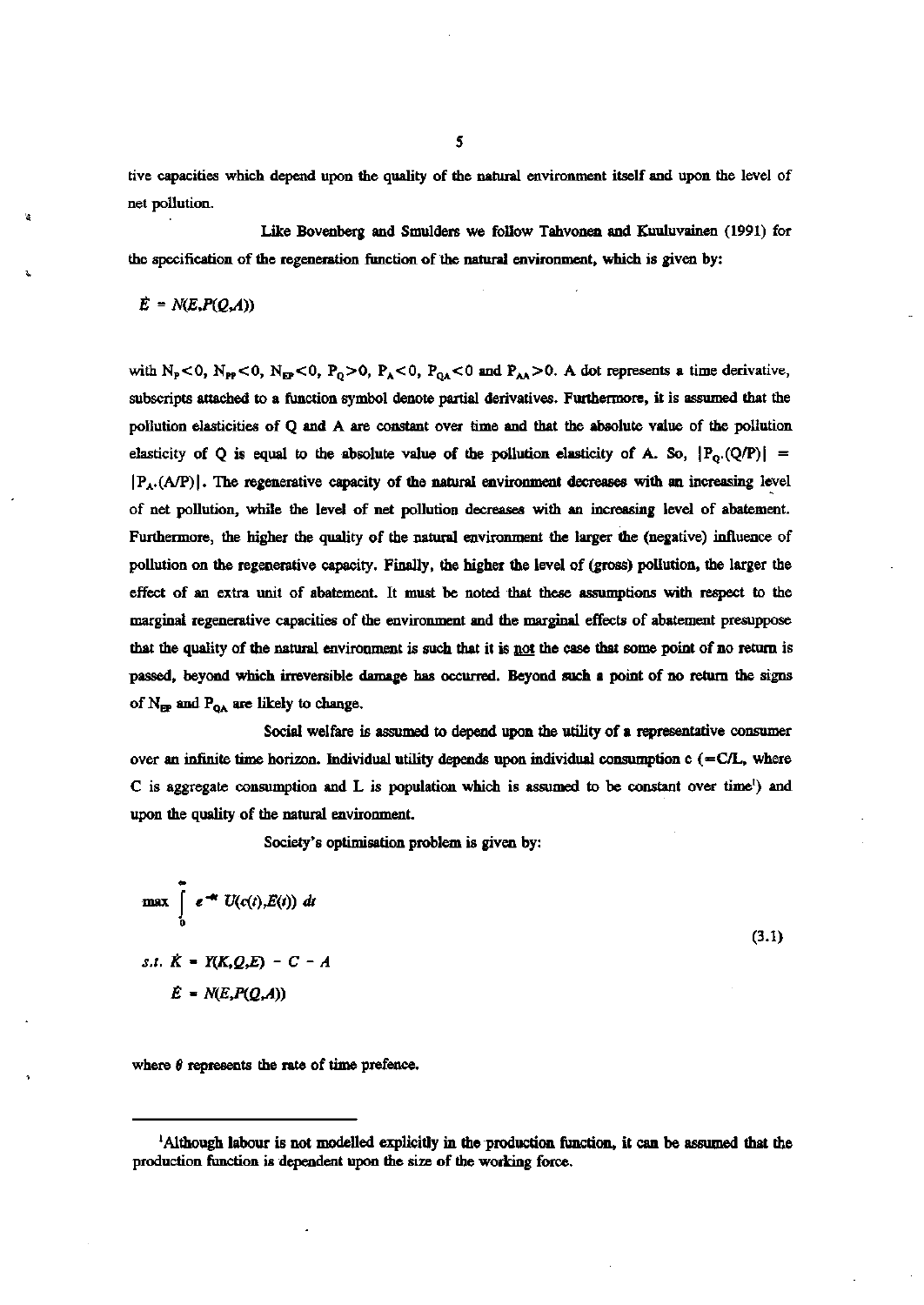tive capacities which depend upon the quality of the natural environment itself and upon the level of net pollution.

Like Bovenberg and Smulders we follow Tahvonen and Kuuluvainen (1991) for the specification of the regeneration function of the natural environment, which is given by:

$$\dot{E} = N(E,P(Q,A))$$

with $N_P<0$, $N_{PP}<0$, $N_{EP}<0$, $P_Q>0$, $P_A<0$, $P_{QA}<0$ and $P_{AA}>0$. A dot represents a time derivative, subscripts attached to a function symbol denote partial derivatives. Furthermore, it is assumed that the pollution elasticities of Q and A are constant over time and that the absolute value of the pollution elasticity of Q is equal to the absolute value of the pollution elasticity of A. So, $|P_Q.(Q/P)| = |P_A.(A/P)|$. The regenerative capacity of the natural environment decreases with an increasing level of net pollution, while the level of net pollution decreases with an increasing level of abatement. Furthermore, the higher the quality of the natural environment the larger the (negative) influence of pollution on the regenerative capacity. Finally, the higher the level of (gross) pollution, the larger the effect of an extra unit of abatement. It must be noted that these assumptions with respect to the marginal regenerative capacities of the environment and the marginal effects of abatement presuppose that the quality of the natural environment is such that it is not the case that some point of no return is passed, beyond which irreversible damage has occurred. Beyond such a point of no return the signs of $N_{EP}$ and $P_{QA}$ are likely to change.

Social welfare is assumed to depend upon the utility of a representative consumer over an infinite time horizon. Individual utility depends upon individual consumption c (=C/L, where C is aggregate consumption and L is population which is assumed to be constant over time[1]) and upon the quality of the natural environment.

Society's optimisation problem is given by:

$$\max \int_0^{\infty} e^{-\theta t}\, U(c(t),E(t))\; dt$$

$$\begin{aligned} s.t.\; \dot{K} &= Y(K,Q,E) - C - A \\ \dot{E} &= N(E,P(Q,A)) \end{aligned} \tag{3.1}$$

where $\theta$ represents the rate of time prefence.

---

[1] Although labour is not modelled explicitly in the production function, it can be assumed that the production function is dependent upon the size of the working force.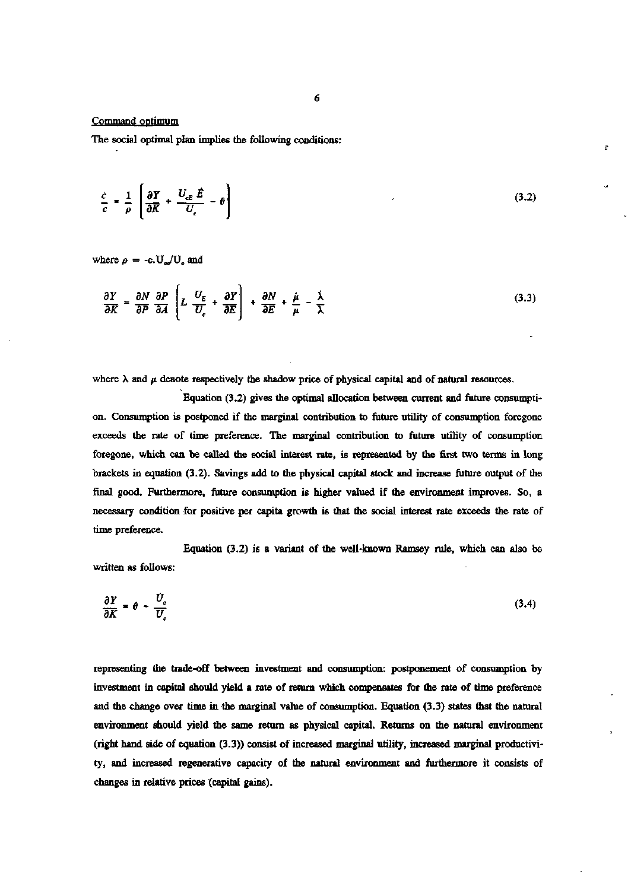Command optimum

The social optimal plan implies the following conditions:

$$\frac{\dot{c}}{c} = \frac{1}{\rho} \left[ \frac{\partial Y}{\partial K} + \frac{U_{cE}\, \dot{E}}{U_c} - \theta \right] \tag{3.2}$$

where $\rho = -c.U_{cc}/U_c$ and

$$\frac{\partial Y}{\partial K} = \frac{\partial N}{\partial P} \frac{\partial P}{\partial A} \left[ L \frac{U_E}{U_c} + \frac{\partial Y}{\partial E} \right] + \frac{\partial N}{\partial E} + \frac{\dot{\mu}}{\mu} - \frac{\dot{\lambda}}{\lambda} \tag{3.3}$$

where $\lambda$ and $\mu$ denote respectively the shadow price of physical capital and of natural resources.

Equation (3.2) gives the optimal allocation between current and future consumption. Consumption is postponed if the marginal contribution to future utility of consumption foregone exceeds the rate of time preference. The marginal contribution to future utility of consumption foregone, which can be called the social interest rate, is represented by the first two terms in long brackets in equation (3.2). Savings add to the physical capital stock and increase future output of the final good. Furthermore, future consumption is higher valued if the environment improves. So, a necessary condition for positive per capita growth is that the social interest rate exceeds the rate of time preference.

Equation (3.2) is a variant of the well-known Ramsey rule, which can also be written as follows:

$$\frac{\partial Y}{\partial K} = \theta - \frac{\dot{U}_c}{U_c} \tag{3.4}$$

representing the trade-off between investment and consumption: postponement of consumption by investment in capital should yield a rate of return which compensates for the rate of time preference and the change over time in the marginal value of consumption. Equation (3.3) states that the natural environment should yield the same return as physical capital. Returns on the natural environment (right hand side of equation (3.3)) consist of increased marginal utility, increased marginal productivity, and increased regenerative capacity of the natural environment and furthermore it consists of changes in relative prices (capital gains).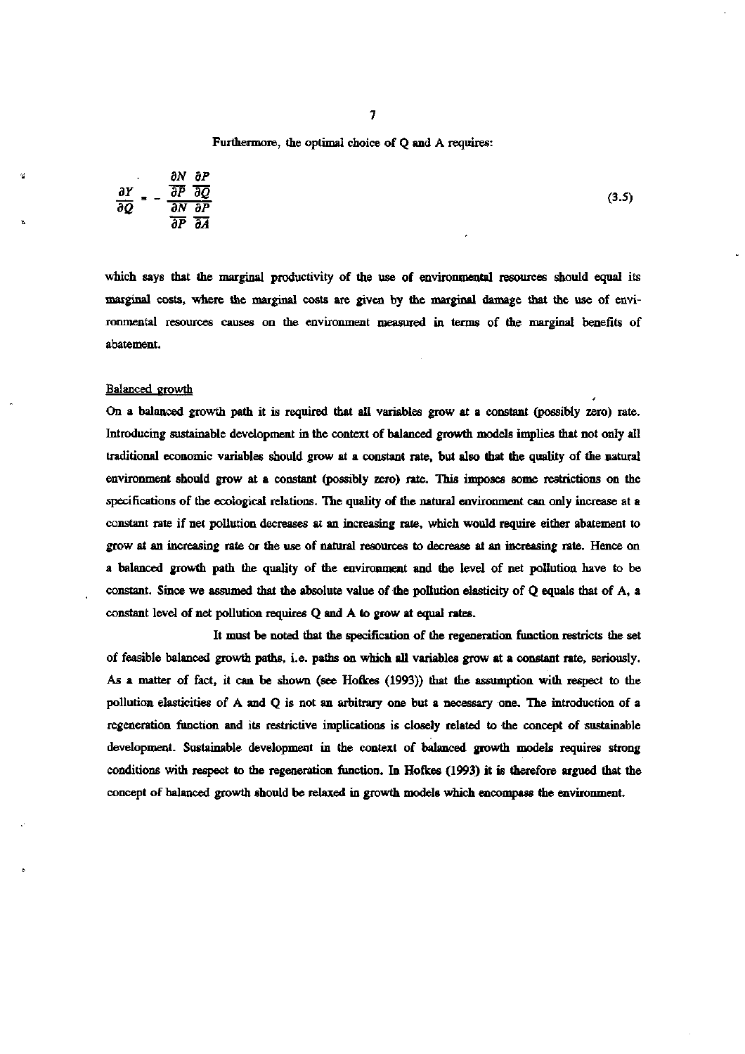Furthermore, the optimal choice of Q and A requires:

$$\frac{\partial Y}{\partial Q} = - \frac{\frac{\partial N}{\partial P} \frac{\partial P}{\partial Q}}{\frac{\partial N}{\partial P} \frac{\partial P}{\partial A}} \tag{3.5}$$

which says that the marginal productivity of the use of environmental resources should equal its marginal costs, where the marginal costs are given by the marginal damage that the use of environmental resources causes on the environment measured in terms of the marginal benefits of abatement.

Balanced growth

On a balanced growth path it is required that all variables grow at a constant (possibly zero) rate. Introducing sustainable development in the context of balanced growth models implies that not only all traditional economic variables should grow at a constant rate, but also that the quality of the natural environment should grow at a constant (possibly zero) rate. This imposes some restrictions on the specifications of the ecological relations. The quality of the natural environment can only increase at a constant rate if net pollution decreases at an increasing rate, which would require either abatement to grow at an increasing rate or the use of natural resources to decrease at an increasing rate. Hence on a balanced growth path the quality of the environment and the level of net pollution have to be constant. Since we assumed that the absolute value of the pollution elasticity of Q equals that of A, a constant level of net pollution requires Q and A to grow at equal rates.

It must be noted that the specification of the regeneration function restricts the set of feasible balanced growth paths, i.e. paths on which all variables grow at a constant rate, seriously. As a matter of fact, it can be shown (see Hofkes (1993)) that the assumption with respect to the pollution elasticities of A and Q is not an arbitrary one but a necessary one. The introduction of a regeneration function and its restrictive implications is closely related to the concept of sustainable development. Sustainable development in the context of balanced growth models requires strong conditions with respect to the regeneration function. In Hofkes (1993) it is therefore argued that the concept of balanced growth should be relaxed in growth models which encompass the environment.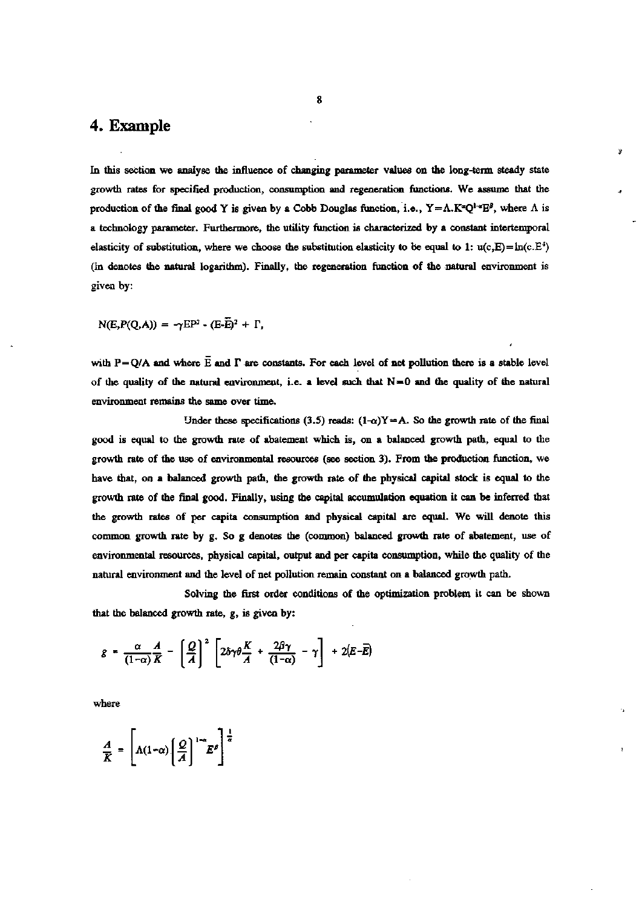## 4. Example

In this section we analyse the influence of changing parameter values on the long-term steady state growth rates for specified production, consumption and regeneration functions. We assume that the production of the final good Y is given by a Cobb Douglas function, i.e., $Y=\Lambda.K^{\alpha}Q^{1-\alpha}E^{\beta}$, where $\Lambda$ is a technology parameter. Furthermore, the utility function is characterized by a constant intertemporal elasticity of substitution, where we choose the substitution elasticity to be equal to 1: $u(c,E)=\ln(c.E^{\delta})$ (ln denotes the natural logarithm). Finally, the regeneration function of the natural environment is given by:

$$N(E,P(Q,A)) = -\gamma EP^2 - (E-\bar{E})^2 + \Gamma,$$

with $P=Q/A$ and where $\bar{E}$ and $\Gamma$ are constants. For each level of net pollution there is a stable level of the quality of the natural environment, i.e. a level such that $N=0$ and the quality of the natural environment remains the same over time.

Under these specifications (3.5) reads: $(1-\alpha)Y=A$. So the growth rate of the final good is equal to the growth rate of abatement which is, on a balanced growth path, equal to the growth rate of the use of environmental resources (see section 3). From the production function, we have that, on a balanced growth path, the growth rate of the physical capital stock is equal to the growth rate of the final good. Finally, using the capital accumulation equation it can be inferred that the growth rates of per capita consumption and physical capital are equal. We will denote this common growth rate by g. So g denotes the (common) balanced growth rate of abatement, use of environmental resources, physical capital, output and per capita consumption, while the quality of the natural environment and the level of net pollution remain constant on a balanced growth path.

Solving the first order conditions of the optimization problem it can be shown that the balanced growth rate, g, is given by:

$$g = \frac{\alpha}{(1-\alpha)}\frac{A}{K} - \left[\frac{Q}{A}\right]^2 \left[2\delta\gamma\theta\frac{K}{A} + \frac{2\beta\gamma}{(1-\alpha)} - \gamma\right] + 2(E-\bar{E})$$

where

$$\frac{A}{K} = \left[\Lambda(1-\alpha)\left[\frac{Q}{A}\right]^{1-\alpha}E^{\beta}\right]^{\frac{1}{\alpha}}$$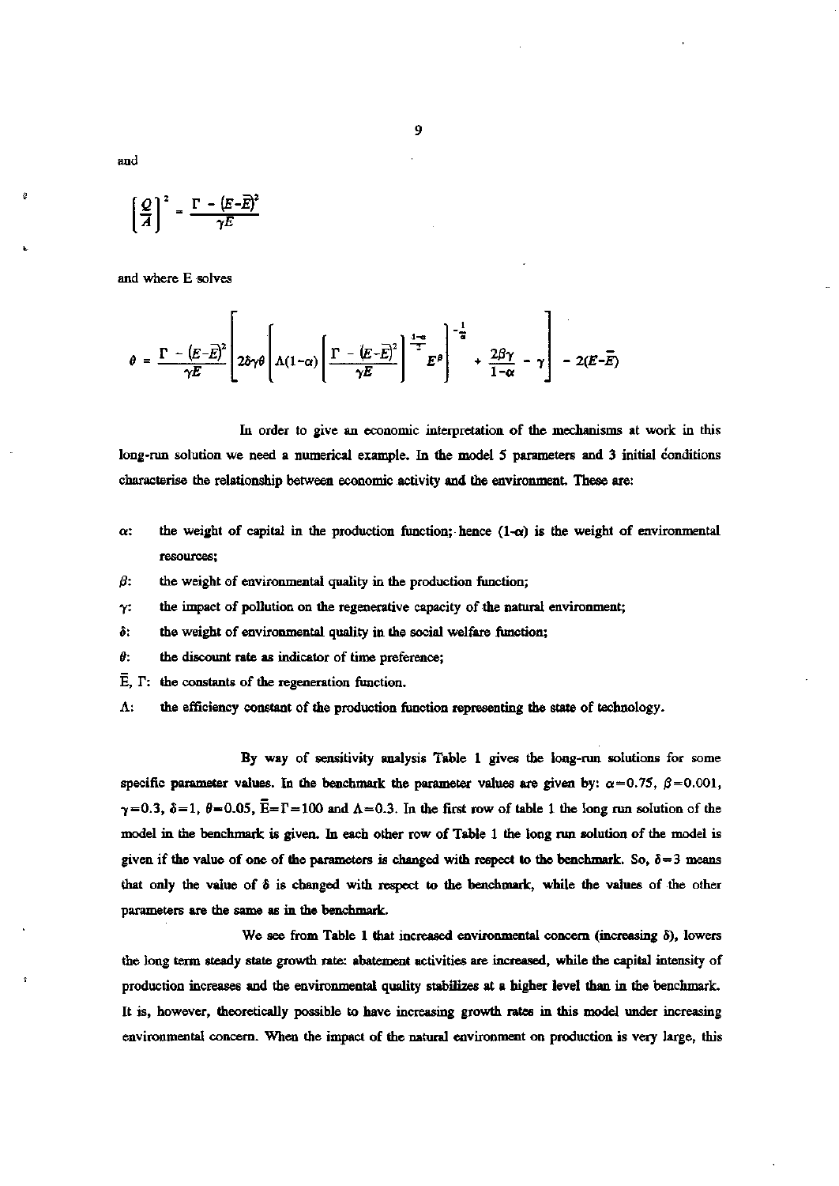and

$$\left[\frac{Q}{A}\right]^2 = \frac{\Gamma - (E-\bar{E})^2}{\gamma E}$$

and where E solves

$$\theta = \frac{\Gamma - (E-\bar{E})^2}{\gamma E}\left[2\delta\gamma\theta\left[\Lambda(1-\alpha)\left[\frac{\Gamma - (E-\bar{E})^2}{\gamma E}\right]^{\frac{1-\alpha}{2}}E^{\beta}\right]^{-\frac{1}{\alpha}} + \frac{2\beta\gamma}{1-\alpha} - \gamma\right] - 2(E-\bar{E})$$

In order to give an economic interpretation of the mechanisms at work in this long-run solution we need a numerical example. In the model 5 parameters and 3 initial conditions characterise the relationship between economic activity and the environment. These are:

- $\alpha$: the weight of capital in the production function; hence $(1-\alpha)$ is the weight of environmental resources;
- $\beta$: the weight of environmental quality in the production function;
- $\gamma$: the impact of pollution on the regenerative capacity of the natural environment;
- $\delta$: the weight of environmental quality in the social welfare function;
- $\theta$: the discount rate as indicator of time preference;
- $\bar{E}$, $\Gamma$: the constants of the regeneration function.
- $\Lambda$: the efficiency constant of the production function representing the state of technology.

By way of sensitivity analysis Table 1 gives the long-run solutions for some specific parameter values. In the benchmark the parameter values are given by: $\alpha=0.75$, $\beta=0.001$, $\gamma=0.3$, $\delta=1$, $\theta=0.05$, $\bar{E}=\Gamma=100$ and $\Lambda=0.3$. In the first row of table 1 the long run solution of the model in the benchmark is given. In each other row of Table 1 the long run solution of the model is given if the value of one of the parameters is changed with respect to the benchmark. So, $\delta=3$ means that only the value of $\delta$ is changed with respect to the benchmark, while the values of the other parameters are the same as in the benchmark.

We see from Table 1 that increased environmental concern (increasing $\delta$), lowers the long term steady state growth rate: abatement activities are increased, while the capital intensity of production increases and the environmental quality stabilizes at a higher level than in the benchmark. It is, however, theoretically possible to have increasing growth rates in this model under increasing environmental concern. When the impact of the natural environment on production is very large, this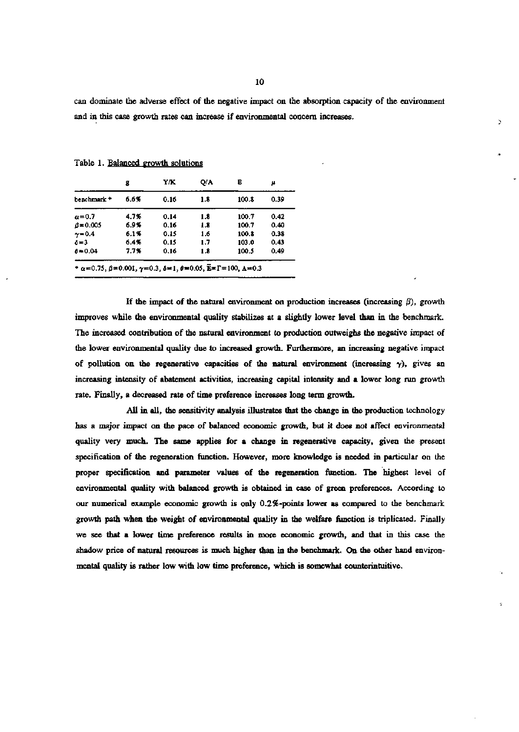can dominate the adverse effect of the negative impact on the absorption capacity of the environment and in this case growth rates can increase if environmental concern increases.

Table 1. Balanced growth solutions

| | g | Y/K | Q/A | E | $\mu$ |
|---|---|---|---|---|---|
| benchmark * | 6.6% | 0.16 | 1.8 | 100.8 | 0.39 |
| $\alpha=0.7$ | 4.7% | 0.14 | 1.8 | 100.7 | 0.42 |
| $\beta=0.005$ | 6.9% | 0.16 | 1.8 | 100.7 | 0.40 |
| $\gamma=0.4$ | 6.1% | 0.15 | 1.6 | 100.8 | 0.38 |
| $\delta=3$ | 6.4% | 0.15 | 1.7 | 103.0 | 0.43 |
| $\theta=0.04$ | 7.7% | 0.16 | 1.8 | 100.5 | 0.49 |

* $\alpha=0.75$, $\beta=0.001$, $\gamma=0.3$, $\delta=1$, $\theta=0.05$, $\bar{E}=\Gamma=100$, $A=0.3$

If the impact of the natural environment on production increases (increasing $\beta$), growth improves while the environmental quality stabilizes at a slightly lower level than in the benchmark. The increased contribution of the natural environment to production outweighs the negative impact of the lower environmental quality due to increased growth. Furthermore, an increasing negative impact of pollution on the regenerative capacities of the natural environment (increasing $\gamma$), gives an increasing intensity of abatement activities, increasing capital intensity and a lower long run growth rate. Finally, a decreased rate of time preference increases long term growth.

All in all, the sensitivity analysis illustrates that the change in the production technology has a major impact on the pace of balanced economic growth, but it does not affect environmental quality very much. The same applies for a change in regenerative capacity, given the present specification of the regeneration function. However, more knowledge is needed in particular on the proper specification and parameter values of the regeneration function. The highest level of environmental quality with balanced growth is obtained in case of green preferences. According to our numerical example economic growth is only 0.2%-points lower as compared to the benchmark growth path when the weight of environmental quality in the welfare function is triplicated. Finally we see that a lower time preference results in more economic growth, and that in this case the shadow price of natural resources is much higher than in the benchmark. On the other hand environmental quality is rather low with low time preference, which is somewhat counterintuitive.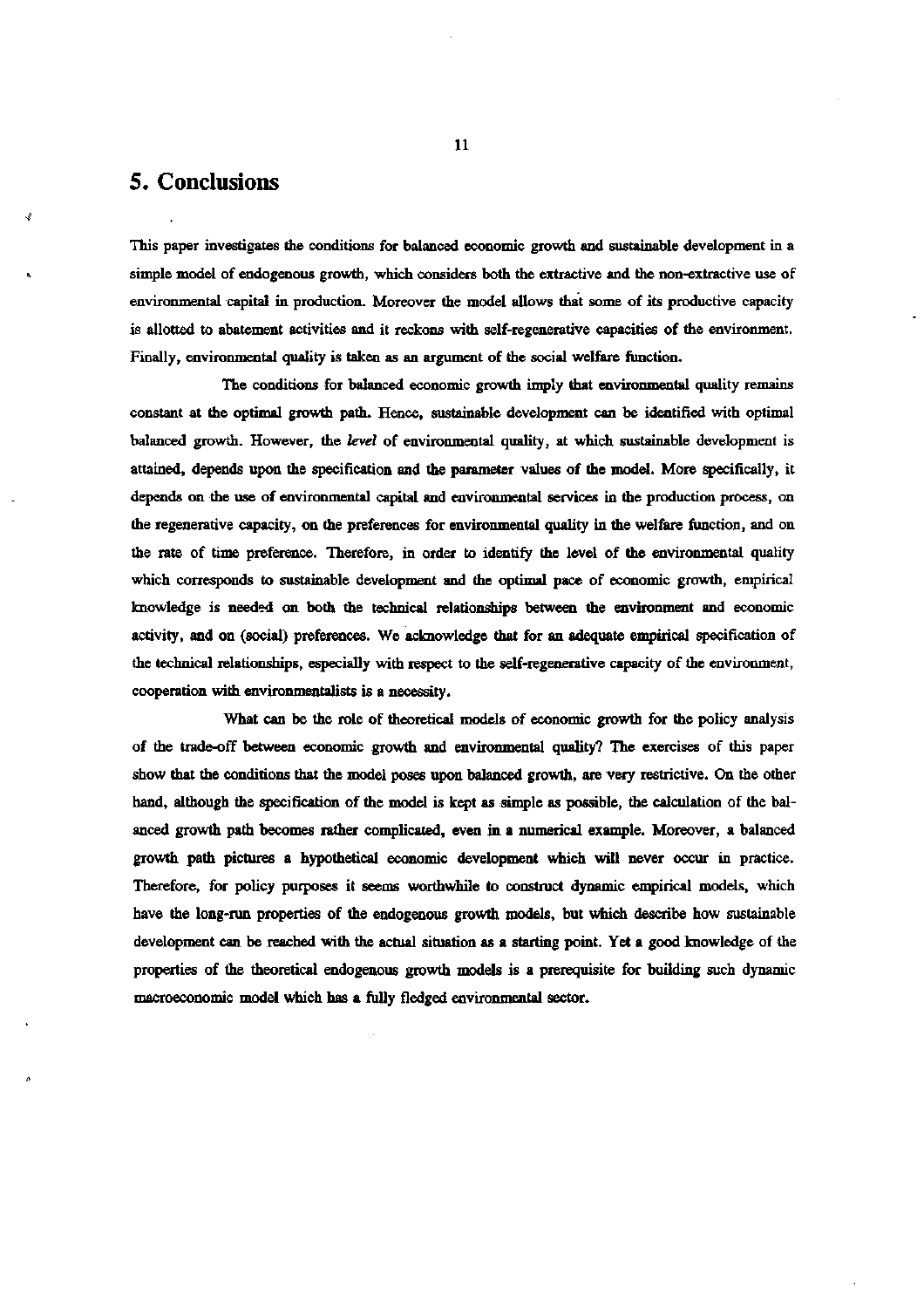# 5. Conclusions

This paper investigates the conditions for balanced economic growth and sustainable development in a simple model of endogenous growth, which considers both the extractive and the non-extractive use of environmental capital in production. Moreover the model allows that some of its productive capacity is allotted to abatement activities and it reckons with self-regenerative capacities of the environment. Finally, environmental quality is taken as an argument of the social welfare function.

The conditions for balanced economic growth imply that environmental quality remains constant at the optimal growth path. Hence, sustainable development can be identified with optimal balanced growth. However, the *level* of environmental quality, at which sustainable development is attained, depends upon the specification and the parameter values of the model. More specifically, it depends on the use of environmental capital and environmental services in the production process, on the regenerative capacity, on the preferences for environmental quality in the welfare function, and on the rate of time preference. Therefore, in order to identify the level of the environmental quality which corresponds to sustainable development and the optimal pace of economic growth, empirical knowledge is needed on both the technical relationships between the environment and economic activity, and on (social) preferences. We acknowledge that for an adequate empirical specification of the technical relationships, especially with respect to the self-regenerative capacity of the environment, cooperation with environmentalists is a necessity.

What can be the role of theoretical models of economic growth for the policy analysis of the trade-off between economic growth and environmental quality? The exercises of this paper show that the conditions that the model poses upon balanced growth, are very restrictive. On the other hand, although the specification of the model is kept as simple as possible, the calculation of the balanced growth path becomes rather complicated, even in a numerical example. Moreover, a balanced growth path pictures a hypothetical economic development which will never occur in practice. Therefore, for policy purposes it seems worthwhile to construct dynamic empirical models, which have the long-run properties of the endogenous growth models, but which describe how sustainable development can be reached with the actual situation as a starting point. Yet a good knowledge of the properties of the theoretical endogenous growth models is a prerequisite for building such dynamic macroeconomic model which has a fully fledged environmental sector.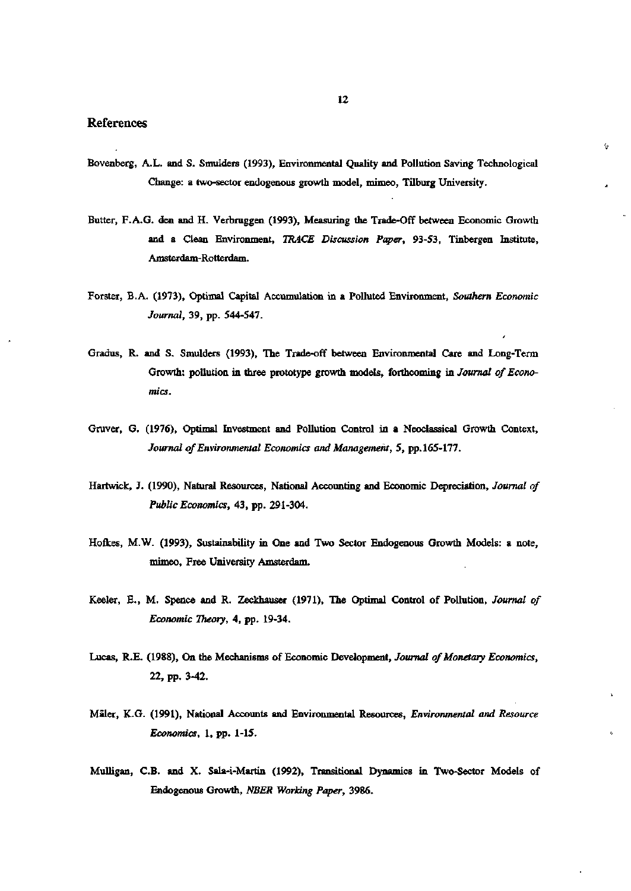## References

Bovenberg, A.L. and S. Smulders (1993), Environmental Quality and Pollution Saving Technological Change: a two-sector endogenous growth model, mimeo, Tilburg University.

Butter, F.A.G. den and H. Verbruggen (1993), Measuring the Trade-Off between Economic Growth and a Clean Environment, *TRACE Discussion Paper*, 93-53, Tinbergen Institute, Amsterdam-Rotterdam.

Forster, B.A. (1973), Optimal Capital Accumulation in a Polluted Environment, *Southern Economic Journal*, 39, pp. 544-547.

Gradus, R. and S. Smulders (1993), The Trade-off between Environmental Care and Long-Term Growth: pollution in three prototype growth models, forthcoming in *Journal of Economics*.

Gruver, G. (1976), Optimal Investment and Pollution Control in a Neoclassical Growth Context, *Journal of Environmental Economics and Management*, 5, pp.165-177.

Hartwick, J. (1990), Natural Resources, National Accounting and Economic Depreciation, *Journal of Public Economics*, 43, pp. 291-304.

Hofkes, M.W. (1993), Sustainability in One and Two Sector Endogenous Growth Models: a note, mimeo, Free University Amsterdam.

Keeler, E., M. Spence and R. Zeckhauser (1971), The Optimal Control of Pollution, *Journal of Economic Theory*, 4, pp. 19-34.

Lucas, R.E. (1988), On the Mechanisms of Economic Development, *Journal of Monetary Economics*, 22, pp. 3-42.

Mäler, K.G. (1991), National Accounts and Environmental Resources, *Environmental and Resource Economics*, 1, pp. 1-15.

Mulligan, C.B. and X. Sala-i-Martin (1992), Transitional Dynamics in Two-Sector Models of Endogenous Growth, *NBER Working Paper*, 3986.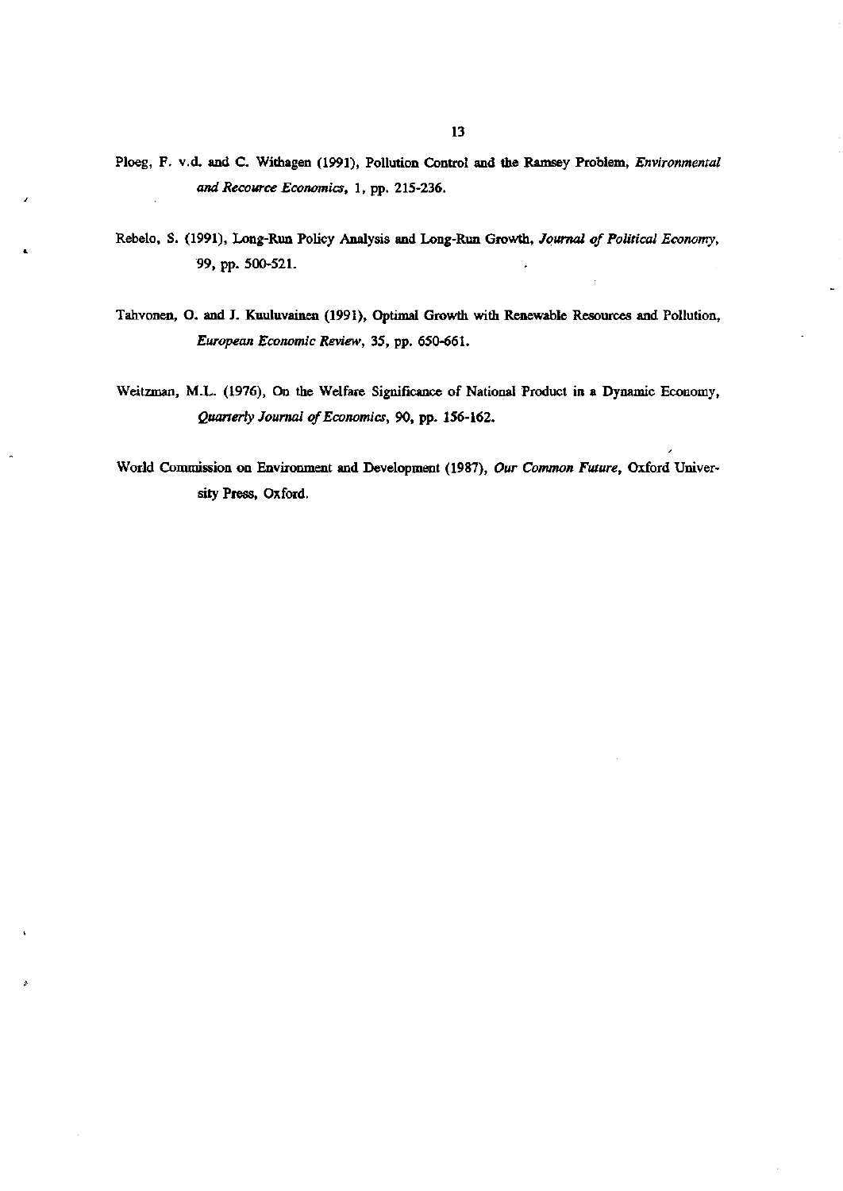Ploeg, F. v.d. and C. Withagen (1991), Pollution Control and the Ramsey Problem, *Environmental and Recource Economics*, 1, pp. 215-236.

Rebelo, S. (1991), Long-Run Policy Analysis and Long-Run Growth, *Journal of Political Economy*, 99, pp. 500-521.

Tahvonen, O. and J. Kuuluvainen (1991), Optimal Growth with Renewable Resources and Pollution, *European Economic Review*, 35, pp. 650-661.

Weitzman, M.L. (1976), On the Welfare Significance of National Product in a Dynamic Economy, *Quarterly Journal of Economics*, 90, pp. 156-162.

World Commission on Environment and Development (1987), *Our Common Future*, Oxford University Press, Oxford.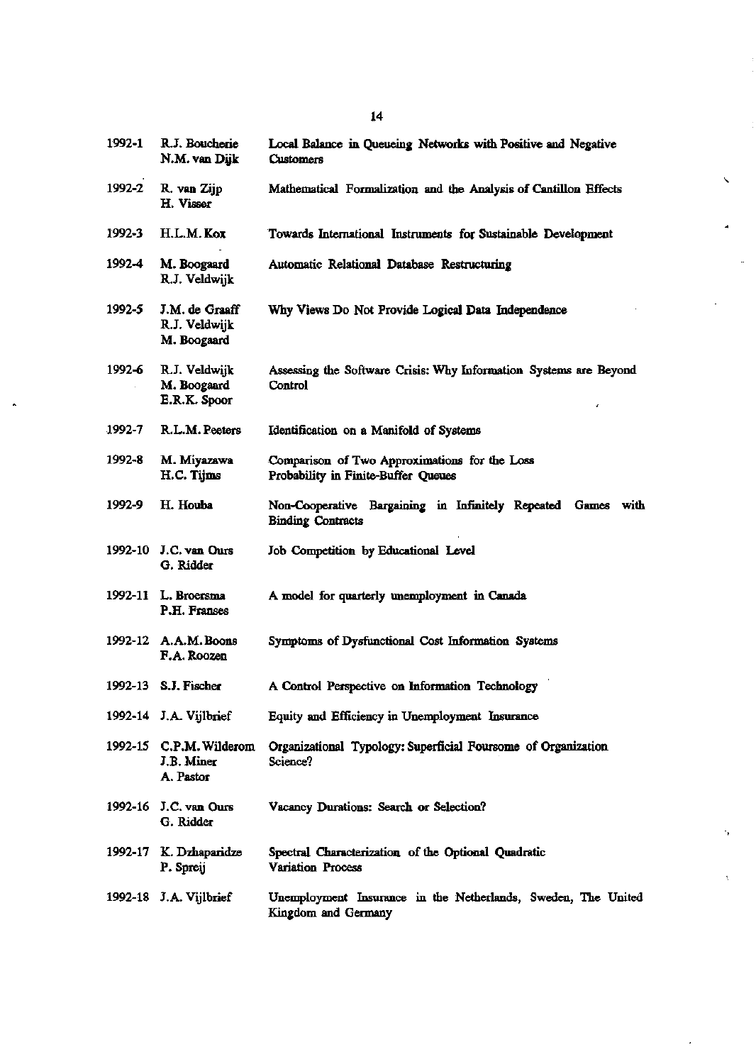| | | |
|---|---|---|
| 1992-1 | R.J. Boucherie<br>N.M. van Dijk | Local Balance in Queueing Networks with Positive and Negative Customers |
| 1992-2 | R. van Zijp<br>H. Visser | Mathematical Formalization and the Analysis of Cantillon Effects |
| 1992-3 | H.L.M. Kox | Towards International Instruments for Sustainable Development |
| 1992-4 | M. Boogaard<br>R.J. Veldwijk | Automatic Relational Database Restructuring |
| 1992-5 | J.M. de Graaff<br>R.J. Veldwijk<br>M. Boogaard | Why Views Do Not Provide Logical Data Independence |
| 1992-6 | R.J. Veldwijk<br>M. Boogaard<br>E.R.K. Spoor | Assessing the Software Crisis: Why Information Systems are Beyond Control |
| 1992-7 | R.L.M. Peeters | Identification on a Manifold of Systems |
| 1992-8 | M. Miyazawa<br>H.C. Tijms | Comparison of Two Approximations for the Loss Probability in Finite-Buffer Queues |
| 1992-9 | H. Houba | Non-Cooperative Bargaining in Infinitely Repeated Games with Binding Contracts |
| 1992-10 | J.C. van Ours<br>G. Ridder | Job Competition by Educational Level |
| 1992-11 | L. Broersma<br>P.H. Franses | A model for quarterly unemployment in Canada |
| 1992-12 | A.A.M. Boons<br>F.A. Roozen | Symptoms of Dysfunctional Cost Information Systems |
| 1992-13 | S.J. Fischer | A Control Perspective on Information Technology |
| 1992-14 | J.A. Vijlbrief | Equity and Efficiency in Unemployment Insurance |
| 1992-15 | C.P.M. Wilderom<br>J.B. Miner<br>A. Pastor | Organizational Typology: Superficial Foursome of Organization Science? |
| 1992-16 | J.C. van Ours<br>G. Ridder | Vacancy Durations: Search or Selection? |
| 1992-17 | K. Dzhaparidze<br>P. Spreij | Spectral Characterization of the Optional Quadratic Variation Process |
| 1992-18 | J.A. Vijlbrief | Unemployment Insurance in the Netherlands, Sweden, The United Kingdom and Germany |